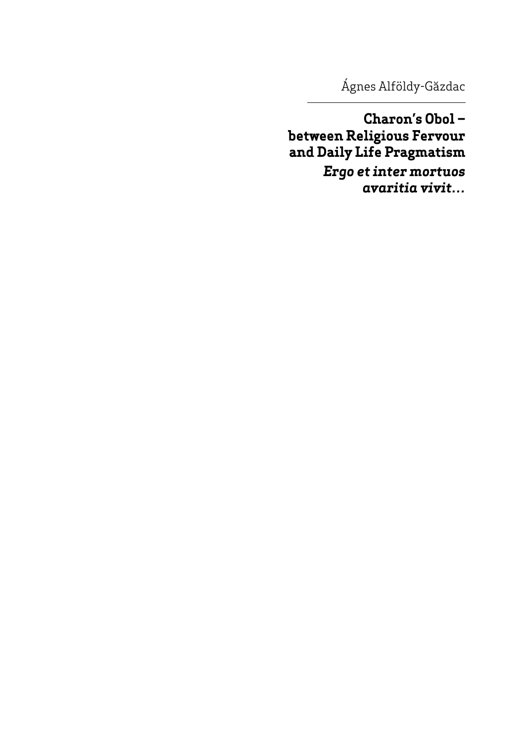Ágnes Alföldy-Găzdac

# Charon's Obol – between Religious Fervour and Daily Life Pragmatism

## *Ergo et inter mortuos avaritia vivit…*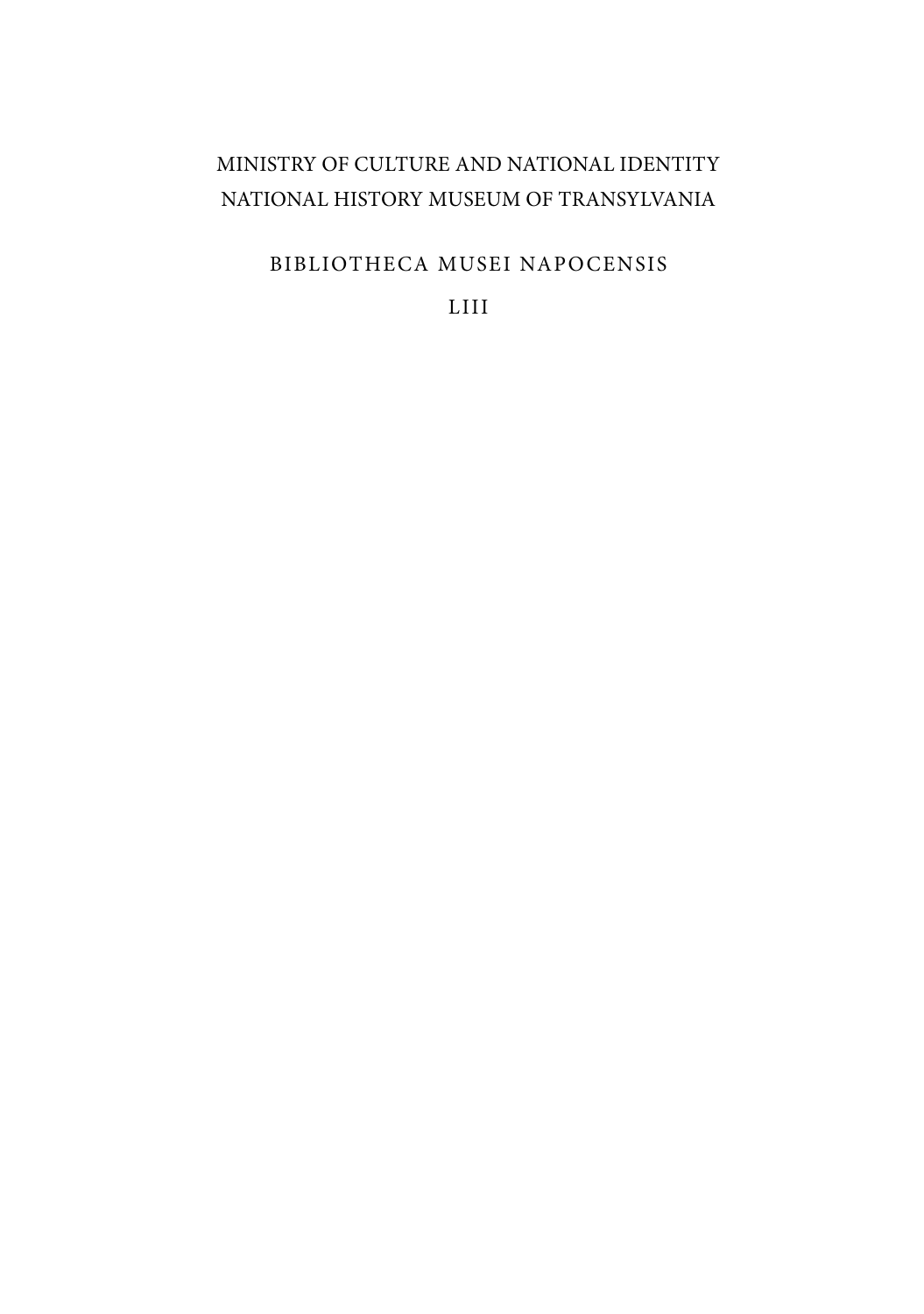MINISTRY OF CULTURE AND NATIONAL IDENTITY
NATIONAL HISTORY MUSEUM OF TRANSYLVANIA

BIBLIOTHECA MUSEI NAPOCENSIS

LIII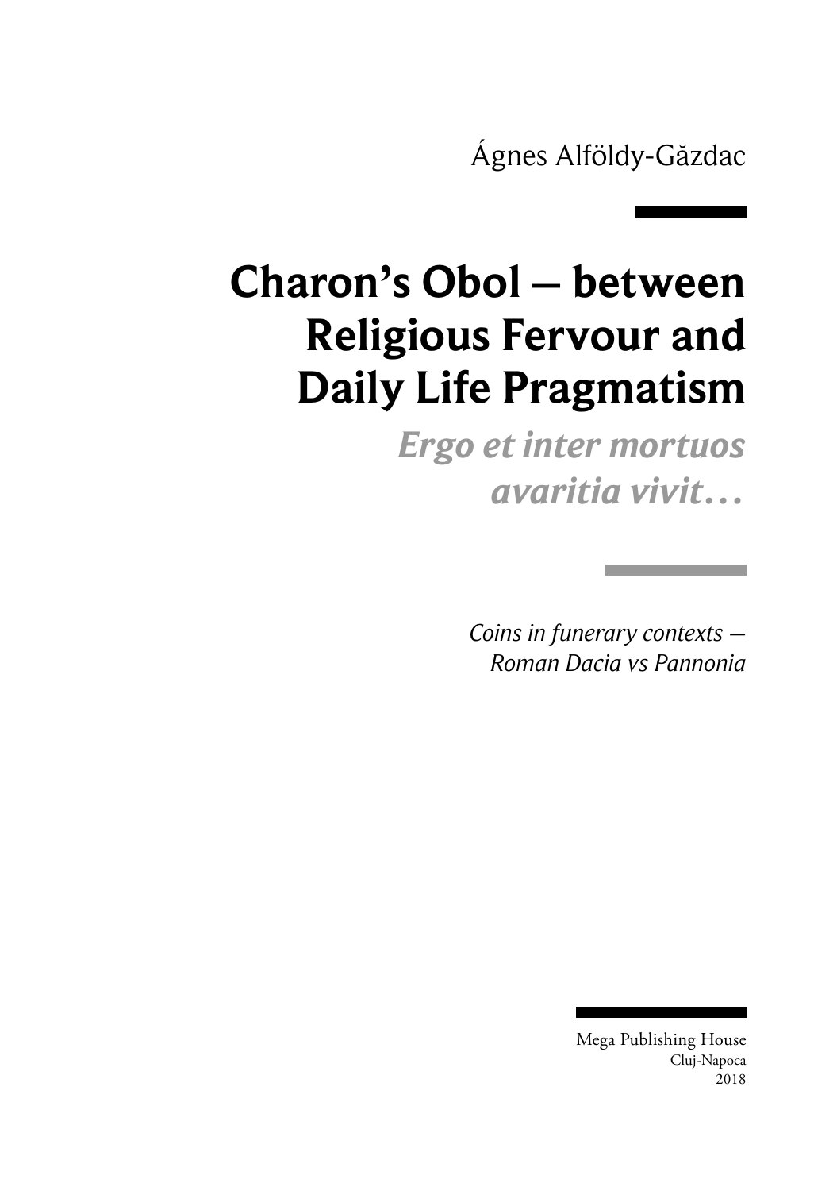Ágnes Alföldy-Găzdac

# Charon's Obol – between Religious Fervour and Daily Life Pragmatism

## *Ergo et inter mortuos avaritia vivit…*

*Coins in funerary contexts – Roman Dacia vs Pannonia*

Mega Publishing House
Cluj-Napoca
2018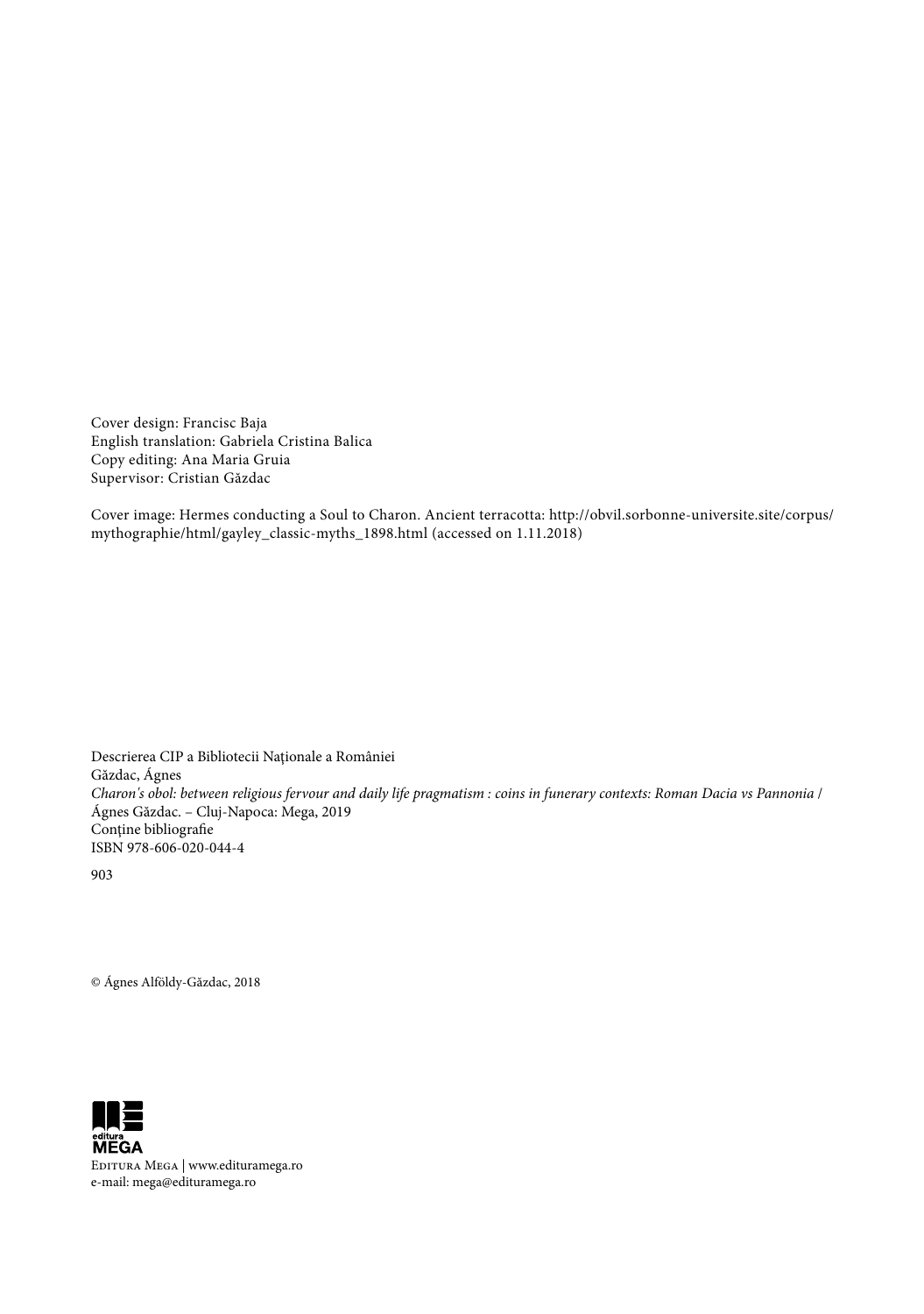Cover design: Francisc Baja
English translation: Gabriela Cristina Balica
Copy editing: Ana Maria Gruia
Supervisor: Cristian Găzdac

Cover image: Hermes conducting a Soul to Charon. Ancient terracotta: http://obvil.sorbonne-universite.site/corpus/mythographie/html/gayley_classic-myths_1898.html (accessed on 1.11.2018)

Descrierea CIP a Bibliotecii Naționale a României
Găzdac, Ágnes
*Charon's obol: between religious fervour and daily life pragmatism : coins in funerary contexts: Roman Dacia vs Pannonia* / Ágnes Găzdac. – Cluj-Napoca: Mega, 2019
Conține bibliografie
ISBN 978-606-020-044-4

903

© Ágnes Alföldy-Găzdac, 2018

editura MEGA

Editura Mega | www.edituramega.ro
e-mail: mega@edituramega.ro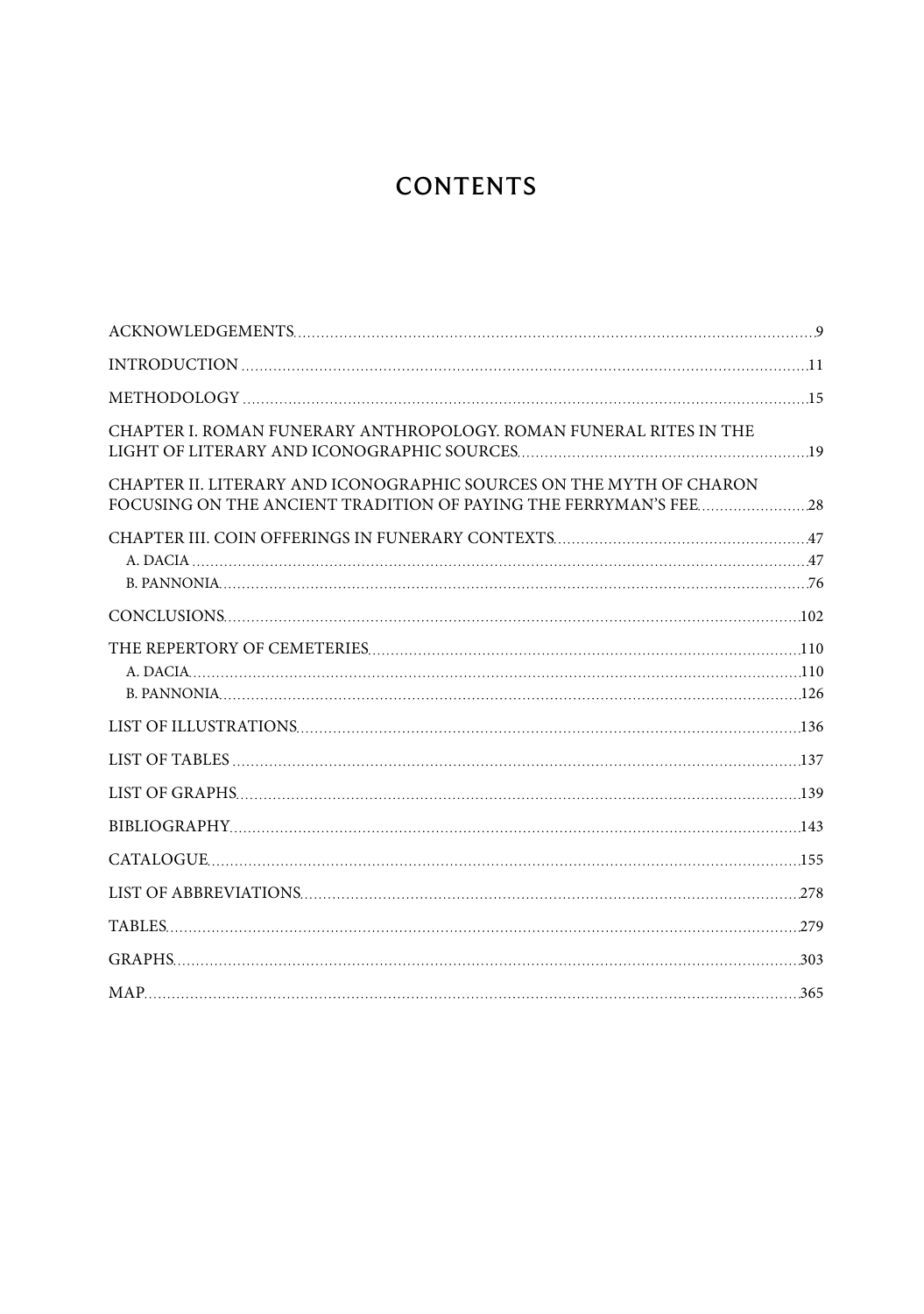# CONTENTS

ACKNOWLEDGEMENTS ..... 9

INTRODUCTION ..... 11

METHODOLOGY ..... 15

CHAPTER I. ROMAN FUNERARY ANTHROPOLOGY. ROMAN FUNERAL RITES IN THE LIGHT OF LITERARY AND ICONOGRAPHIC SOURCES ..... 19

CHAPTER II. LITERARY AND ICONOGRAPHIC SOURCES ON THE MYTH OF CHARON FOCUSING ON THE ANCIENT TRADITION OF PAYING THE FERRYMAN'S FEE ..... 28

CHAPTER III. COIN OFFERINGS IN FUNERARY CONTEXTS ..... 47

- A. DACIA ..... 47
- B. PANNONIA ..... 76

CONCLUSIONS ..... 102

THE REPERTORY OF CEMETERIES ..... 110

- A. DACIA ..... 110
- B. PANNONIA ..... 126

LIST OF ILLUSTRATIONS ..... 136

LIST OF TABLES ..... 137

LIST OF GRAPHS ..... 139

BIBLIOGRAPHY ..... 143

CATALOGUE ..... 155

LIST OF ABBREVIATIONS ..... 278

TABLES ..... 279

GRAPHS ..... 303

MAP ..... 365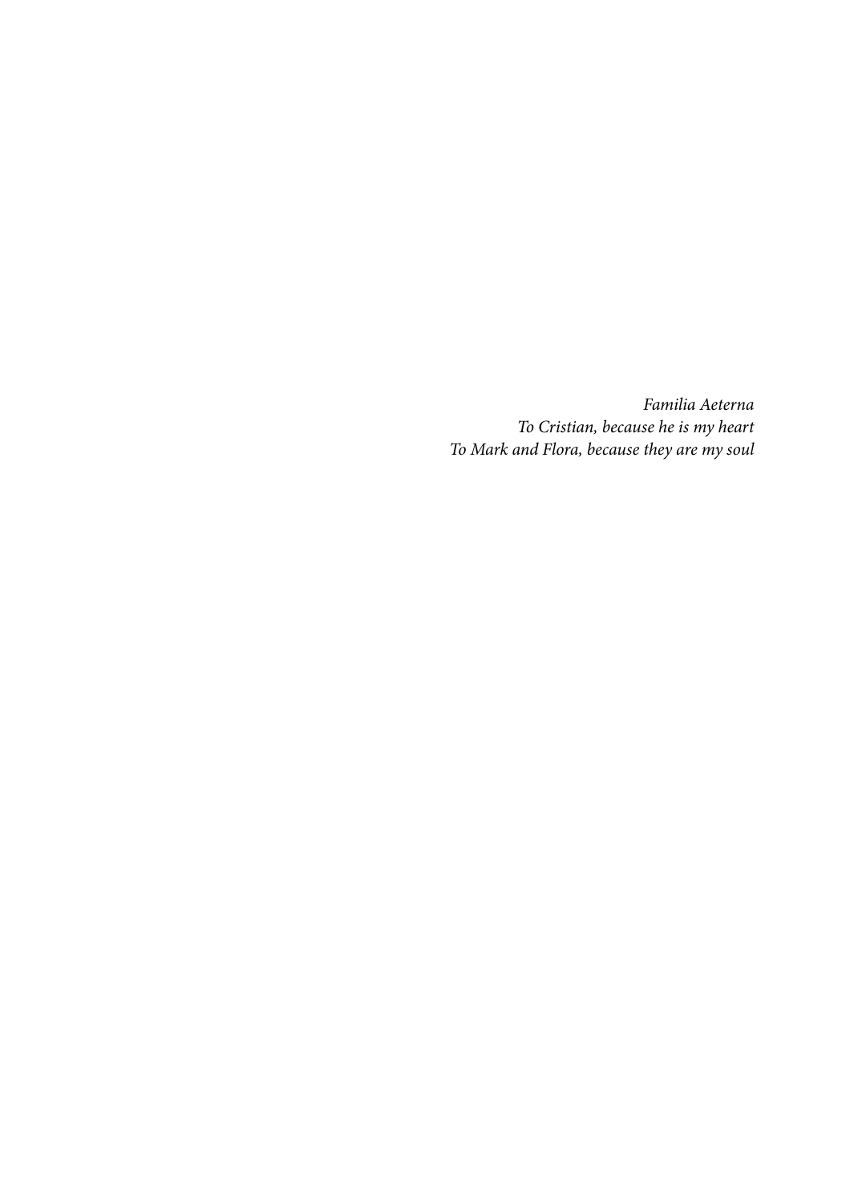*Familia Aeterna*
*To Cristian, because he is my heart*
*To Mark and Flora, because they are my soul*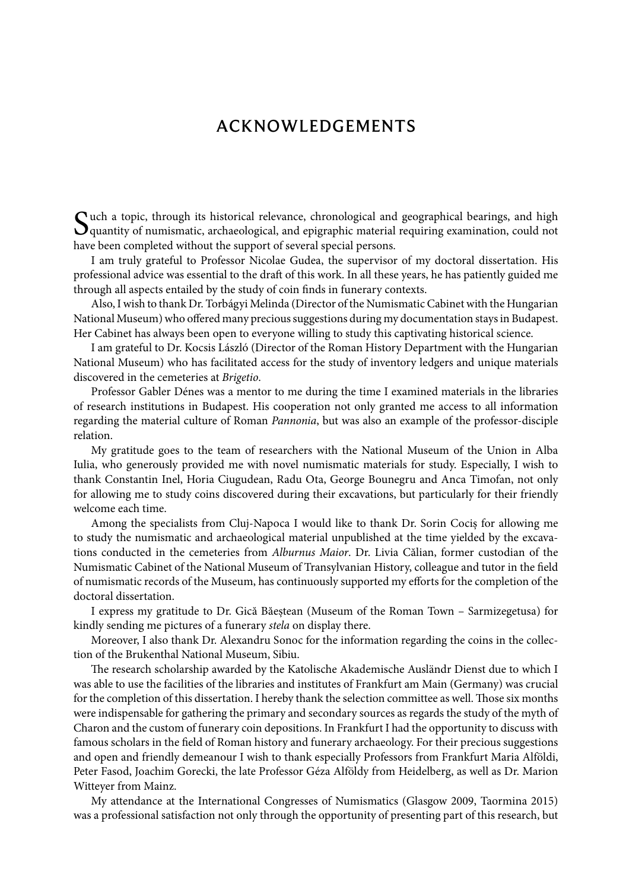# ACKNOWLEDGEMENTS

Such a topic, through its historical relevance, chronological and geographical bearings, and high quantity of numismatic, archaeological, and epigraphic material requiring examination, could not have been completed without the support of several special persons.

I am truly grateful to Professor Nicolae Gudea, the supervisor of my doctoral dissertation. His professional advice was essential to the draft of this work. In all these years, he has patiently guided me through all aspects entailed by the study of coin finds in funerary contexts.

Also, I wish to thank Dr. Torbágyi Melinda (Director of the Numismatic Cabinet with the Hungarian National Museum) who offered many precious suggestions during my documentation stays in Budapest. Her Cabinet has always been open to everyone willing to study this captivating historical science.

I am grateful to Dr. Kocsis László (Director of the Roman History Department with the Hungarian National Museum) who has facilitated access for the study of inventory ledgers and unique materials discovered in the cemeteries at *Brigetio*.

Professor Gabler Dénes was a mentor to me during the time I examined materials in the libraries of research institutions in Budapest. His cooperation not only granted me access to all information regarding the material culture of Roman *Pannonia*, but was also an example of the professor-disciple relation.

My gratitude goes to the team of researchers with the National Museum of the Union in Alba Iulia, who generously provided me with novel numismatic materials for study. Especially, I wish to thank Constantin Inel, Horia Ciugudean, Radu Ota, George Bounegru and Anca Timofan, not only for allowing me to study coins discovered during their excavations, but particularly for their friendly welcome each time.

Among the specialists from Cluj-Napoca I would like to thank Dr. Sorin Cociș for allowing me to study the numismatic and archaeological material unpublished at the time yielded by the excavations conducted in the cemeteries from *Alburnus Maior*. Dr. Livia Călian, former custodian of the Numismatic Cabinet of the National Museum of Transylvanian History, colleague and tutor in the field of numismatic records of the Museum, has continuously supported my efforts for the completion of the doctoral dissertation.

I express my gratitude to Dr. Gică Băeștean (Museum of the Roman Town – Sarmizegetusa) for kindly sending me pictures of a funerary *stela* on display there.

Moreover, I also thank Dr. Alexandru Sonoc for the information regarding the coins in the collection of the Brukenthal National Museum, Sibiu.

The research scholarship awarded by the Katolische Akademische Ausländr Dienst due to which I was able to use the facilities of the libraries and institutes of Frankfurt am Main (Germany) was crucial for the completion of this dissertation. I hereby thank the selection committee as well. Those six months were indispensable for gathering the primary and secondary sources as regards the study of the myth of Charon and the custom of funerary coin depositions. In Frankfurt I had the opportunity to discuss with famous scholars in the field of Roman history and funerary archaeology. For their precious suggestions and open and friendly demeanour I wish to thank especially Professors from Frankfurt Maria Alföldi, Peter Fasod, Joachim Gorecki, the late Professor Géza Alföldy from Heidelberg, as well as Dr. Marion Witteyer from Mainz.

My attendance at the International Congresses of Numismatics (Glasgow 2009, Taormina 2015) was a professional satisfaction not only through the opportunity of presenting part of this research, but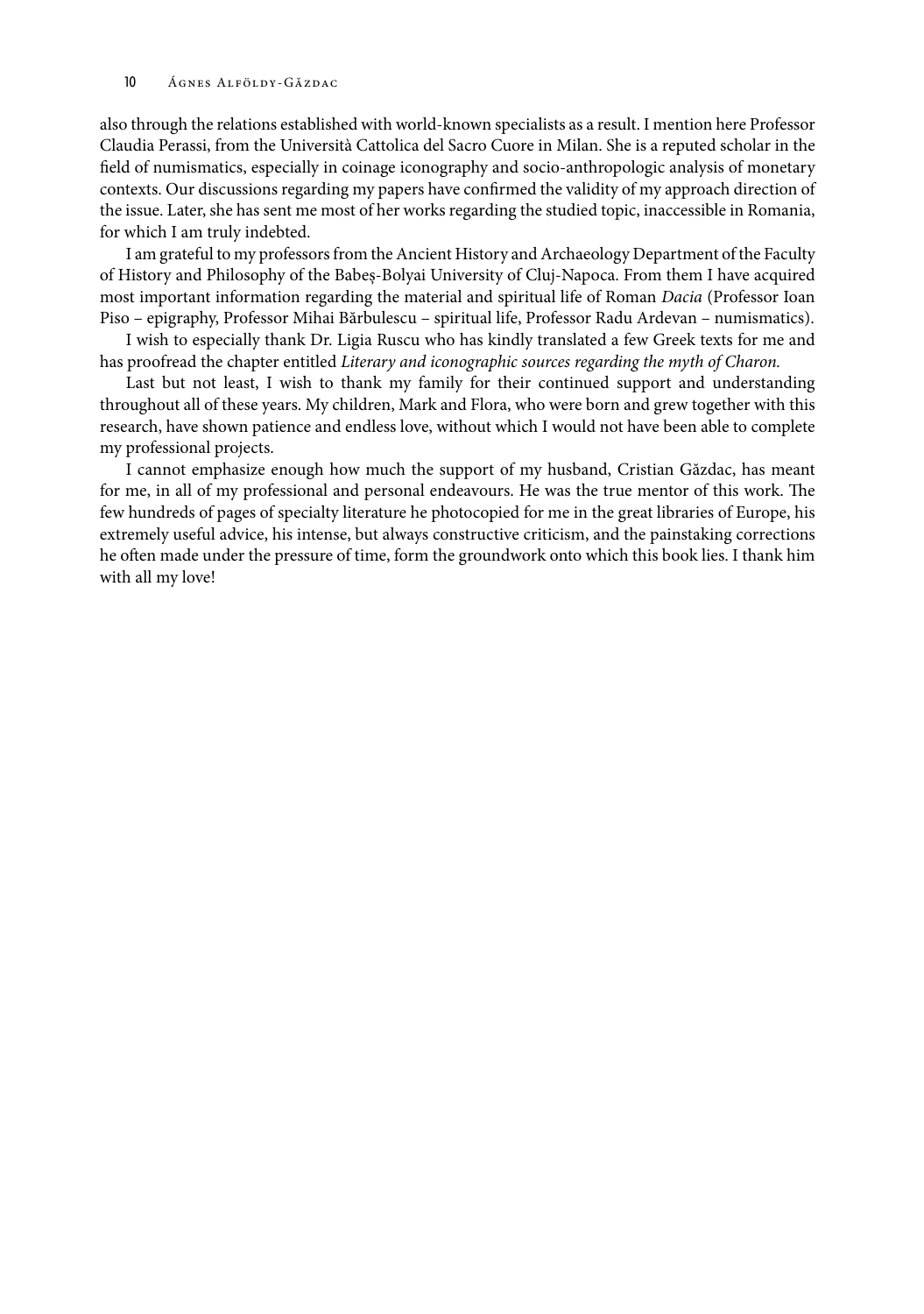also through the relations established with world-known specialists as a result. I mention here Professor Claudia Perassi, from the Università Cattolica del Sacro Cuore in Milan. She is a reputed scholar in the field of numismatics, especially in coinage iconography and socio-anthropologic analysis of monetary contexts. Our discussions regarding my papers have confirmed the validity of my approach direction of the issue. Later, she has sent me most of her works regarding the studied topic, inaccessible in Romania, for which I am truly indebted.

I am grateful to my professors from the Ancient History and Archaeology Department of the Faculty of History and Philosophy of the Babeș-Bolyai University of Cluj-Napoca. From them I have acquired most important information regarding the material and spiritual life of Roman *Dacia* (Professor Ioan Piso – epigraphy, Professor Mihai Bărbulescu – spiritual life, Professor Radu Ardevan – numismatics).

I wish to especially thank Dr. Ligia Ruscu who has kindly translated a few Greek texts for me and has proofread the chapter entitled *Literary and iconographic sources regarding the myth of Charon.*

Last but not least, I wish to thank my family for their continued support and understanding throughout all of these years. My children, Mark and Flora, who were born and grew together with this research, have shown patience and endless love, without which I would not have been able to complete my professional projects.

I cannot emphasize enough how much the support of my husband, Cristian Găzdac, has meant for me, in all of my professional and personal endeavours. He was the true mentor of this work. The few hundreds of pages of specialty literature he photocopied for me in the great libraries of Europe, his extremely useful advice, his intense, but always constructive criticism, and the painstaking corrections he often made under the pressure of time, form the groundwork onto which this book lies. I thank him with all my love!